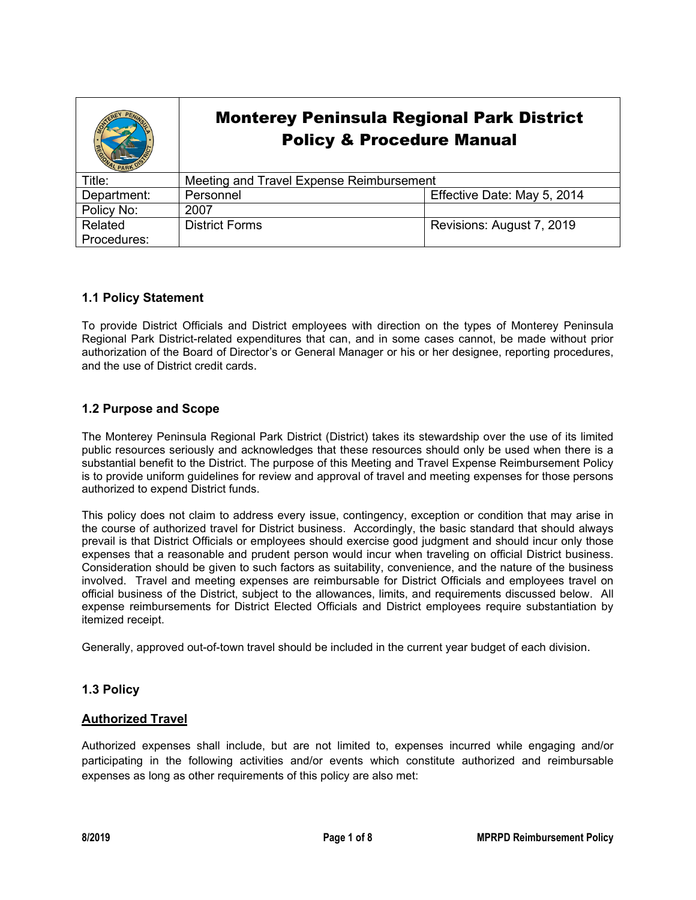# Monterey Peninsula Regional Park District Policy & Procedure Manual

| Title: | Meeting and Travel Expense Reimbursement | |
|---|---|---|
| Department: | Personnel | Effective Date: May 5, 2014 |
| Policy No: | 2007 | |
| Related Procedures: | District Forms | Revisions: August 7, 2019 |

## 1.1 Policy Statement

To provide District Officials and District employees with direction on the types of Monterey Peninsula Regional Park District-related expenditures that can, and in some cases cannot, be made without prior authorization of the Board of Director's or General Manager or his or her designee, reporting procedures, and the use of District credit cards.

## 1.2 Purpose and Scope

The Monterey Peninsula Regional Park District (District) takes its stewardship over the use of its limited public resources seriously and acknowledges that these resources should only be used when there is a substantial benefit to the District. The purpose of this Meeting and Travel Expense Reimbursement Policy is to provide uniform guidelines for review and approval of travel and meeting expenses for those persons authorized to expend District funds.

This policy does not claim to address every issue, contingency, exception or condition that may arise in the course of authorized travel for District business. Accordingly, the basic standard that should always prevail is that District Officials or employees should exercise good judgment and should incur only those expenses that a reasonable and prudent person would incur when traveling on official District business. Consideration should be given to such factors as suitability, convenience, and the nature of the business involved. Travel and meeting expenses are reimbursable for District Officials and employees travel on official business of the District, subject to the allowances, limits, and requirements discussed below. All expense reimbursements for District Elected Officials and District employees require substantiation by itemized receipt.

Generally, approved out-of-town travel should be included in the current year budget of each division.

## 1.3 Policy

### Authorized Travel

Authorized expenses shall include, but are not limited to, expenses incurred while engaging and/or participating in the following activities and/or events which constitute authorized and reimbursable expenses as long as other requirements of this policy are also met: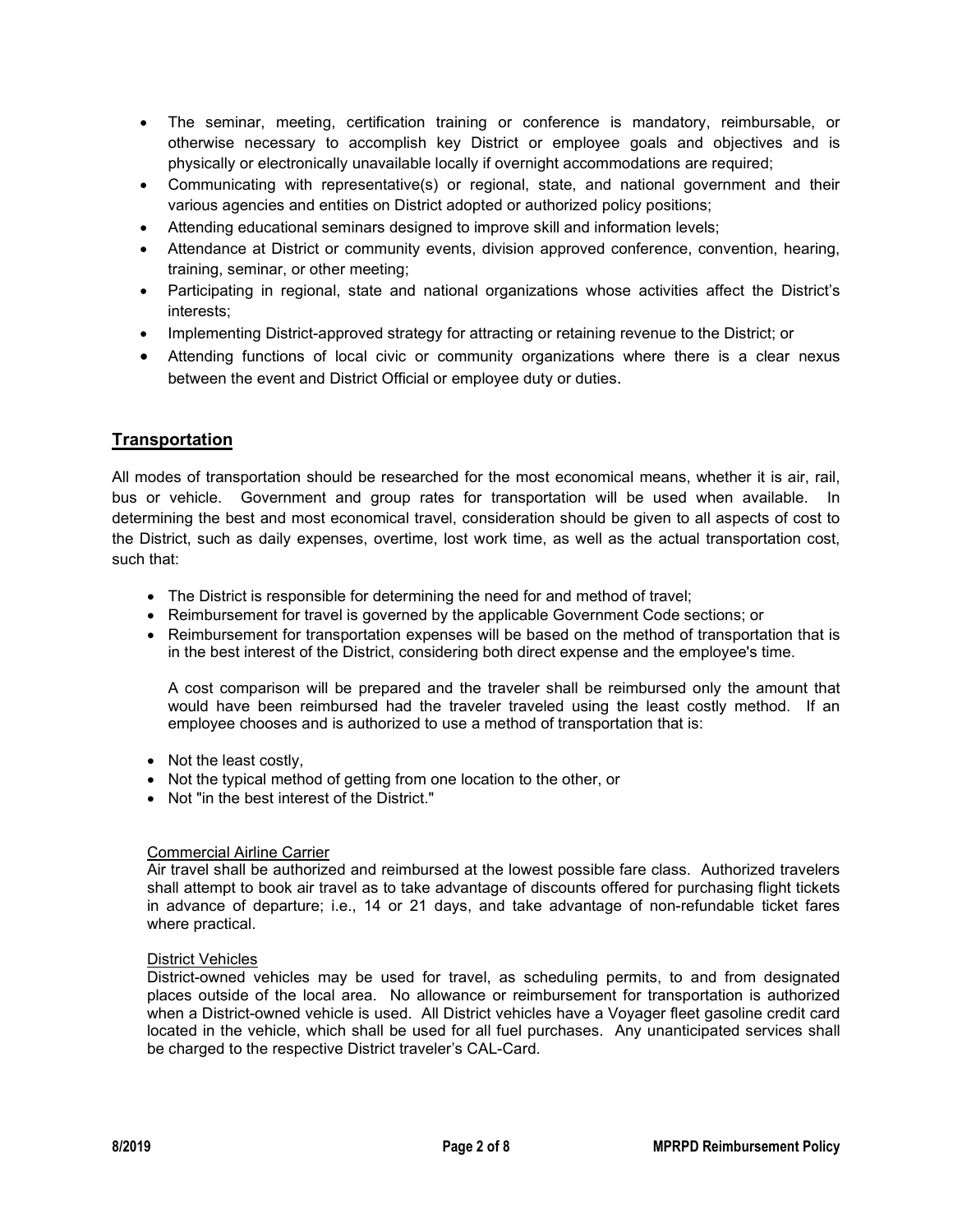- The seminar, meeting, certification training or conference is mandatory, reimbursable, or otherwise necessary to accomplish key District or employee goals and objectives and is physically or electronically unavailable locally if overnight accommodations are required;
- Communicating with representative(s) or regional, state, and national government and their various agencies and entities on District adopted or authorized policy positions;
- Attending educational seminars designed to improve skill and information levels;
- Attendance at District or community events, division approved conference, convention, hearing, training, seminar, or other meeting;
- Participating in regional, state and national organizations whose activities affect the District's interests;
- Implementing District-approved strategy for attracting or retaining revenue to the District; or
- Attending functions of local civic or community organizations where there is a clear nexus between the event and District Official or employee duty or duties.

## Transportation

All modes of transportation should be researched for the most economical means, whether it is air, rail, bus or vehicle. Government and group rates for transportation will be used when available. In determining the best and most economical travel, consideration should be given to all aspects of cost to the District, such as daily expenses, overtime, lost work time, as well as the actual transportation cost, such that:

- The District is responsible for determining the need for and method of travel;
- Reimbursement for travel is governed by the applicable Government Code sections; or
- Reimbursement for transportation expenses will be based on the method of transportation that is in the best interest of the District, considering both direct expense and the employee's time.

  A cost comparison will be prepared and the traveler shall be reimbursed only the amount that would have been reimbursed had the traveler traveled using the least costly method. If an employee chooses and is authorized to use a method of transportation that is:

- Not the least costly,
- Not the typical method of getting from one location to the other, or
- Not "in the best interest of the District."

Commercial Airline Carrier

Air travel shall be authorized and reimbursed at the lowest possible fare class. Authorized travelers shall attempt to book air travel as to take advantage of discounts offered for purchasing flight tickets in advance of departure; i.e., 14 or 21 days, and take advantage of non-refundable ticket fares where practical.

District Vehicles

District-owned vehicles may be used for travel, as scheduling permits, to and from designated places outside of the local area. No allowance or reimbursement for transportation is authorized when a District-owned vehicle is used. All District vehicles have a Voyager fleet gasoline credit card located in the vehicle, which shall be used for all fuel purchases. Any unanticipated services shall be charged to the respective District traveler's CAL-Card.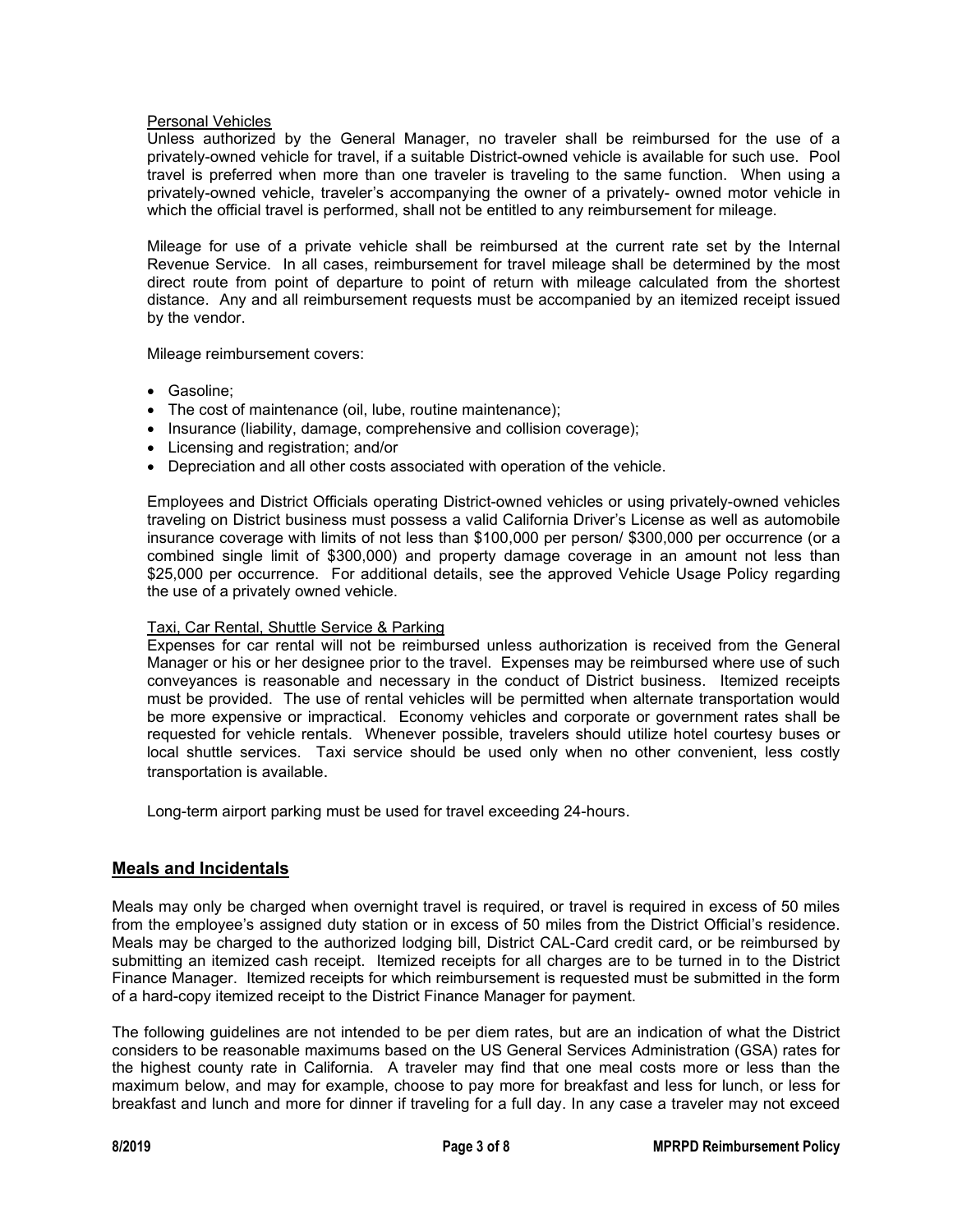Personal Vehicles

Unless authorized by the General Manager, no traveler shall be reimbursed for the use of a privately-owned vehicle for travel, if a suitable District-owned vehicle is available for such use. Pool travel is preferred when more than one traveler is traveling to the same function. When using a privately-owned vehicle, traveler's accompanying the owner of a privately- owned motor vehicle in which the official travel is performed, shall not be entitled to any reimbursement for mileage.

Mileage for use of a private vehicle shall be reimbursed at the current rate set by the Internal Revenue Service. In all cases, reimbursement for travel mileage shall be determined by the most direct route from point of departure to point of return with mileage calculated from the shortest distance. Any and all reimbursement requests must be accompanied by an itemized receipt issued by the vendor.

Mileage reimbursement covers:

- Gasoline;
- The cost of maintenance (oil, lube, routine maintenance);
- Insurance (liability, damage, comprehensive and collision coverage);
- Licensing and registration; and/or
- Depreciation and all other costs associated with operation of the vehicle.

Employees and District Officials operating District-owned vehicles or using privately-owned vehicles traveling on District business must possess a valid California Driver's License as well as automobile insurance coverage with limits of not less than $100,000 per person/ $300,000 per occurrence (or a combined single limit of $300,000) and property damage coverage in an amount not less than $25,000 per occurrence. For additional details, see the approved Vehicle Usage Policy regarding the use of a privately owned vehicle.

Taxi, Car Rental, Shuttle Service & Parking

Expenses for car rental will not be reimbursed unless authorization is received from the General Manager or his or her designee prior to the travel. Expenses may be reimbursed where use of such conveyances is reasonable and necessary in the conduct of District business. Itemized receipts must be provided. The use of rental vehicles will be permitted when alternate transportation would be more expensive or impractical. Economy vehicles and corporate or government rates shall be requested for vehicle rentals. Whenever possible, travelers should utilize hotel courtesy buses or local shuttle services. Taxi service should be used only when no other convenient, less costly transportation is available.

Long-term airport parking must be used for travel exceeding 24-hours.

## Meals and Incidentals

Meals may only be charged when overnight travel is required, or travel is required in excess of 50 miles from the employee's assigned duty station or in excess of 50 miles from the District Official's residence. Meals may be charged to the authorized lodging bill, District CAL-Card credit card, or be reimbursed by submitting an itemized cash receipt. Itemized receipts for all charges are to be turned in to the District Finance Manager. Itemized receipts for which reimbursement is requested must be submitted in the form of a hard-copy itemized receipt to the District Finance Manager for payment.

The following guidelines are not intended to be per diem rates, but are an indication of what the District considers to be reasonable maximums based on the US General Services Administration (GSA) rates for the highest county rate in California. A traveler may find that one meal costs more or less than the maximum below, and may for example, choose to pay more for breakfast and less for lunch, or less for breakfast and lunch and more for dinner if traveling for a full day. In any case a traveler may not exceed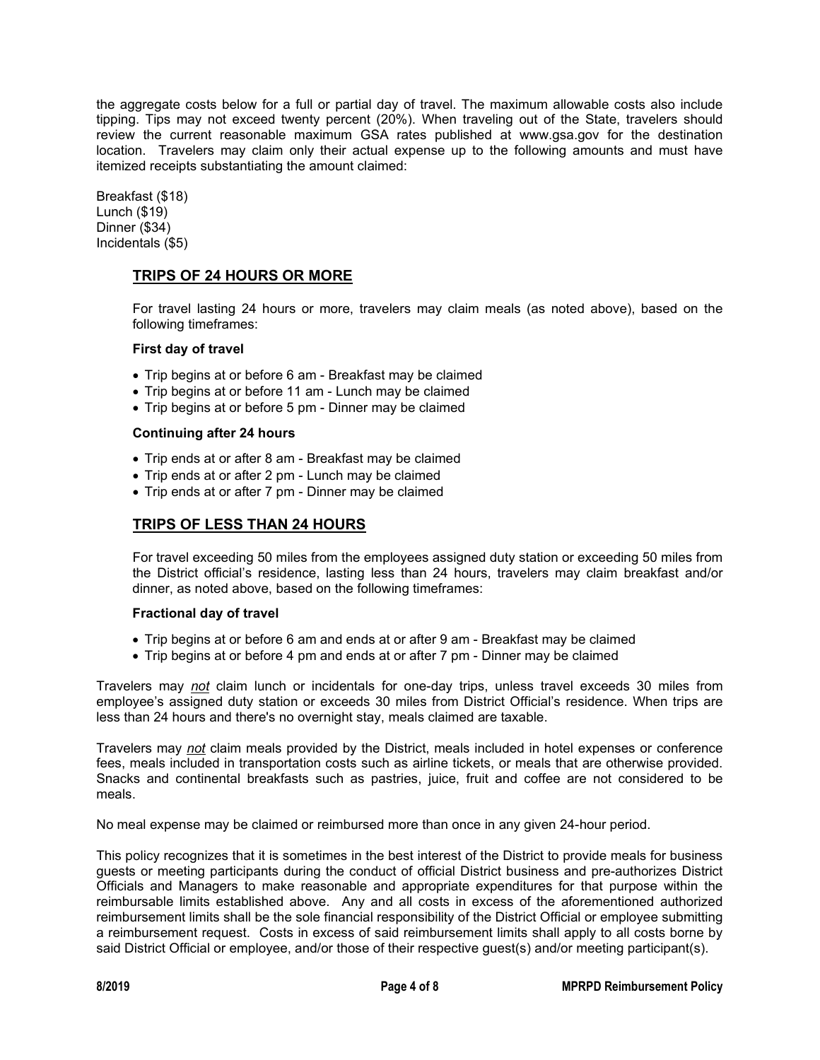the aggregate costs below for a full or partial day of travel. The maximum allowable costs also include tipping. Tips may not exceed twenty percent (20%). When traveling out of the State, travelers should review the current reasonable maximum GSA rates published at www.gsa.gov for the destination location. Travelers may claim only their actual expense up to the following amounts and must have itemized receipts substantiating the amount claimed:

Breakfast ($18)
Lunch ($19)
Dinner ($34)
Incidentals ($5)

## TRIPS OF 24 HOURS OR MORE

For travel lasting 24 hours or more, travelers may claim meals (as noted above), based on the following timeframes:

**First day of travel**

- Trip begins at or before 6 am - Breakfast may be claimed
- Trip begins at or before 11 am - Lunch may be claimed
- Trip begins at or before 5 pm - Dinner may be claimed

**Continuing after 24 hours**

- Trip ends at or after 8 am - Breakfast may be claimed
- Trip ends at or after 2 pm - Lunch may be claimed
- Trip ends at or after 7 pm - Dinner may be claimed

## TRIPS OF LESS THAN 24 HOURS

For travel exceeding 50 miles from the employees assigned duty station or exceeding 50 miles from the District official's residence, lasting less than 24 hours, travelers may claim breakfast and/or dinner, as noted above, based on the following timeframes:

**Fractional day of travel**

- Trip begins at or before 6 am and ends at or after 9 am - Breakfast may be claimed
- Trip begins at or before 4 pm and ends at or after 7 pm - Dinner may be claimed

Travelers may *not* claim lunch or incidentals for one-day trips, unless travel exceeds 30 miles from employee's assigned duty station or exceeds 30 miles from District Official's residence. When trips are less than 24 hours and there's no overnight stay, meals claimed are taxable.

Travelers may *not* claim meals provided by the District, meals included in hotel expenses or conference fees, meals included in transportation costs such as airline tickets, or meals that are otherwise provided. Snacks and continental breakfasts such as pastries, juice, fruit and coffee are not considered to be meals.

No meal expense may be claimed or reimbursed more than once in any given 24-hour period.

This policy recognizes that it is sometimes in the best interest of the District to provide meals for business guests or meeting participants during the conduct of official District business and pre-authorizes District Officials and Managers to make reasonable and appropriate expenditures for that purpose within the reimbursable limits established above. Any and all costs in excess of the aforementioned authorized reimbursement limits shall be the sole financial responsibility of the District Official or employee submitting a reimbursement request. Costs in excess of said reimbursement limits shall apply to all costs borne by said District Official or employee, and/or those of their respective guest(s) and/or meeting participant(s).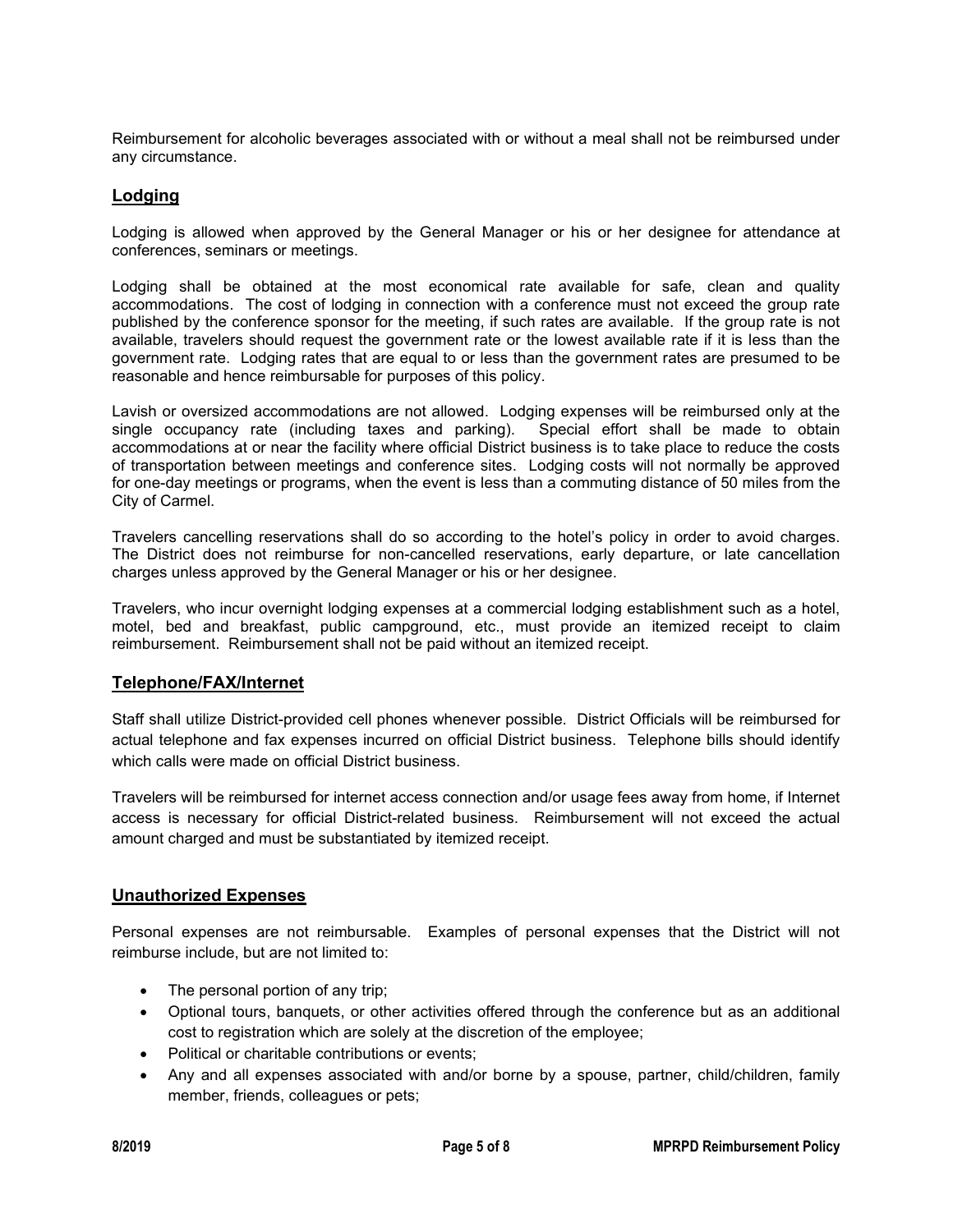Reimbursement for alcoholic beverages associated with or without a meal shall not be reimbursed under any circumstance.

## Lodging

Lodging is allowed when approved by the General Manager or his or her designee for attendance at conferences, seminars or meetings.

Lodging shall be obtained at the most economical rate available for safe, clean and quality accommodations. The cost of lodging in connection with a conference must not exceed the group rate published by the conference sponsor for the meeting, if such rates are available. If the group rate is not available, travelers should request the government rate or the lowest available rate if it is less than the government rate. Lodging rates that are equal to or less than the government rates are presumed to be reasonable and hence reimbursable for purposes of this policy.

Lavish or oversized accommodations are not allowed. Lodging expenses will be reimbursed only at the single occupancy rate (including taxes and parking). Special effort shall be made to obtain accommodations at or near the facility where official District business is to take place to reduce the costs of transportation between meetings and conference sites. Lodging costs will not normally be approved for one-day meetings or programs, when the event is less than a commuting distance of 50 miles from the City of Carmel.

Travelers cancelling reservations shall do so according to the hotel's policy in order to avoid charges. The District does not reimburse for non-cancelled reservations, early departure, or late cancellation charges unless approved by the General Manager or his or her designee.

Travelers, who incur overnight lodging expenses at a commercial lodging establishment such as a hotel, motel, bed and breakfast, public campground, etc., must provide an itemized receipt to claim reimbursement. Reimbursement shall not be paid without an itemized receipt.

## Telephone/FAX/Internet

Staff shall utilize District-provided cell phones whenever possible. District Officials will be reimbursed for actual telephone and fax expenses incurred on official District business. Telephone bills should identify which calls were made on official District business.

Travelers will be reimbursed for internet access connection and/or usage fees away from home, if Internet access is necessary for official District-related business. Reimbursement will not exceed the actual amount charged and must be substantiated by itemized receipt.

## Unauthorized Expenses

Personal expenses are not reimbursable. Examples of personal expenses that the District will not reimburse include, but are not limited to:

- The personal portion of any trip;
- Optional tours, banquets, or other activities offered through the conference but as an additional cost to registration which are solely at the discretion of the employee;
- Political or charitable contributions or events;
- Any and all expenses associated with and/or borne by a spouse, partner, child/children, family member, friends, colleagues or pets;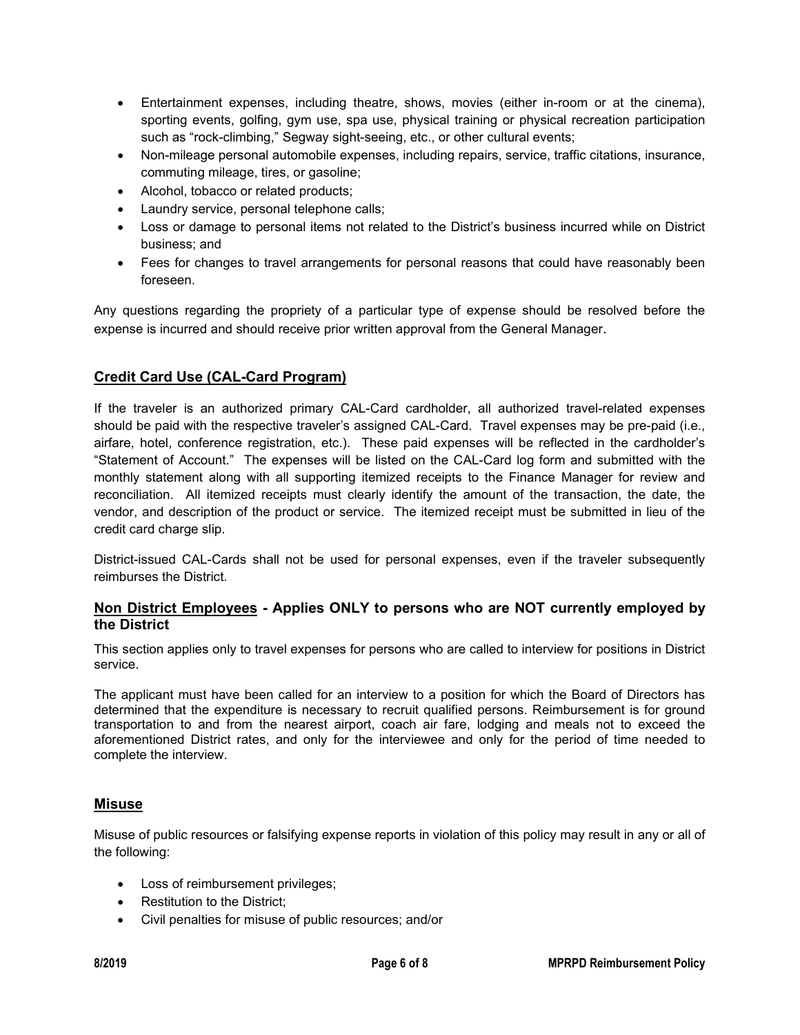- Entertainment expenses, including theatre, shows, movies (either in-room or at the cinema), sporting events, golfing, gym use, spa use, physical training or physical recreation participation such as "rock-climbing," Segway sight-seeing, etc., or other cultural events;
- Non-mileage personal automobile expenses, including repairs, service, traffic citations, insurance, commuting mileage, tires, or gasoline;
- Alcohol, tobacco or related products;
- Laundry service, personal telephone calls;
- Loss or damage to personal items not related to the District's business incurred while on District business; and
- Fees for changes to travel arrangements for personal reasons that could have reasonably been foreseen.

Any questions regarding the propriety of a particular type of expense should be resolved before the expense is incurred and should receive prior written approval from the General Manager.

## Credit Card Use (CAL-Card Program)

If the traveler is an authorized primary CAL-Card cardholder, all authorized travel-related expenses should be paid with the respective traveler's assigned CAL-Card. Travel expenses may be pre-paid (i.e., airfare, hotel, conference registration, etc.). These paid expenses will be reflected in the cardholder's "Statement of Account." The expenses will be listed on the CAL-Card log form and submitted with the monthly statement along with all supporting itemized receipts to the Finance Manager for review and reconciliation. All itemized receipts must clearly identify the amount of the transaction, the date, the vendor, and description of the product or service. The itemized receipt must be submitted in lieu of the credit card charge slip.

District-issued CAL-Cards shall not be used for personal expenses, even if the traveler subsequently reimburses the District.

## Non District Employees - Applies ONLY to persons who are NOT currently employed by the District

This section applies only to travel expenses for persons who are called to interview for positions in District service.

The applicant must have been called for an interview to a position for which the Board of Directors has determined that the expenditure is necessary to recruit qualified persons. Reimbursement is for ground transportation to and from the nearest airport, coach air fare, lodging and meals not to exceed the aforementioned District rates, and only for the interviewee and only for the period of time needed to complete the interview.

## Misuse

Misuse of public resources or falsifying expense reports in violation of this policy may result in any or all of the following:

- Loss of reimbursement privileges;
- Restitution to the District;
- Civil penalties for misuse of public resources; and/or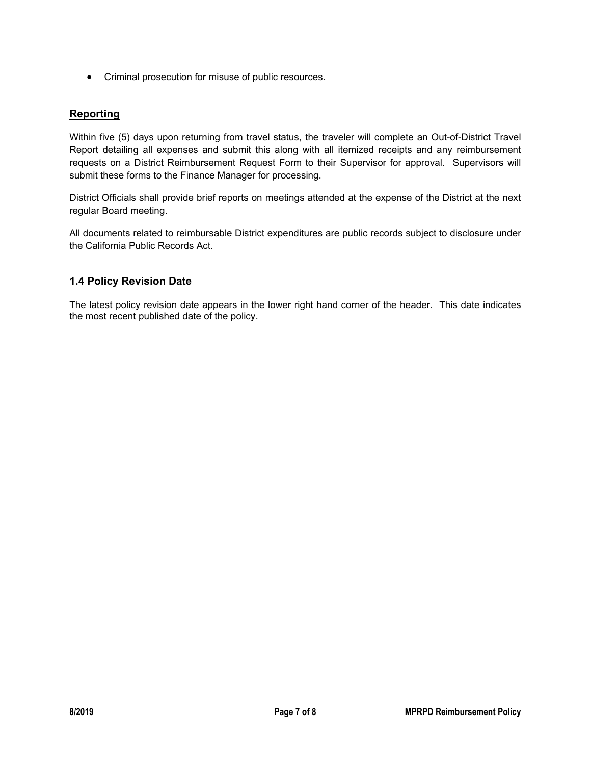- Criminal prosecution for misuse of public resources.

## Reporting

Within five (5) days upon returning from travel status, the traveler will complete an Out-of-District Travel Report detailing all expenses and submit this along with all itemized receipts and any reimbursement requests on a District Reimbursement Request Form to their Supervisor for approval. Supervisors will submit these forms to the Finance Manager for processing.

District Officials shall provide brief reports on meetings attended at the expense of the District at the next regular Board meeting.

All documents related to reimbursable District expenditures are public records subject to disclosure under the California Public Records Act.

### 1.4 Policy Revision Date

The latest policy revision date appears in the lower right hand corner of the header. This date indicates the most recent published date of the policy.